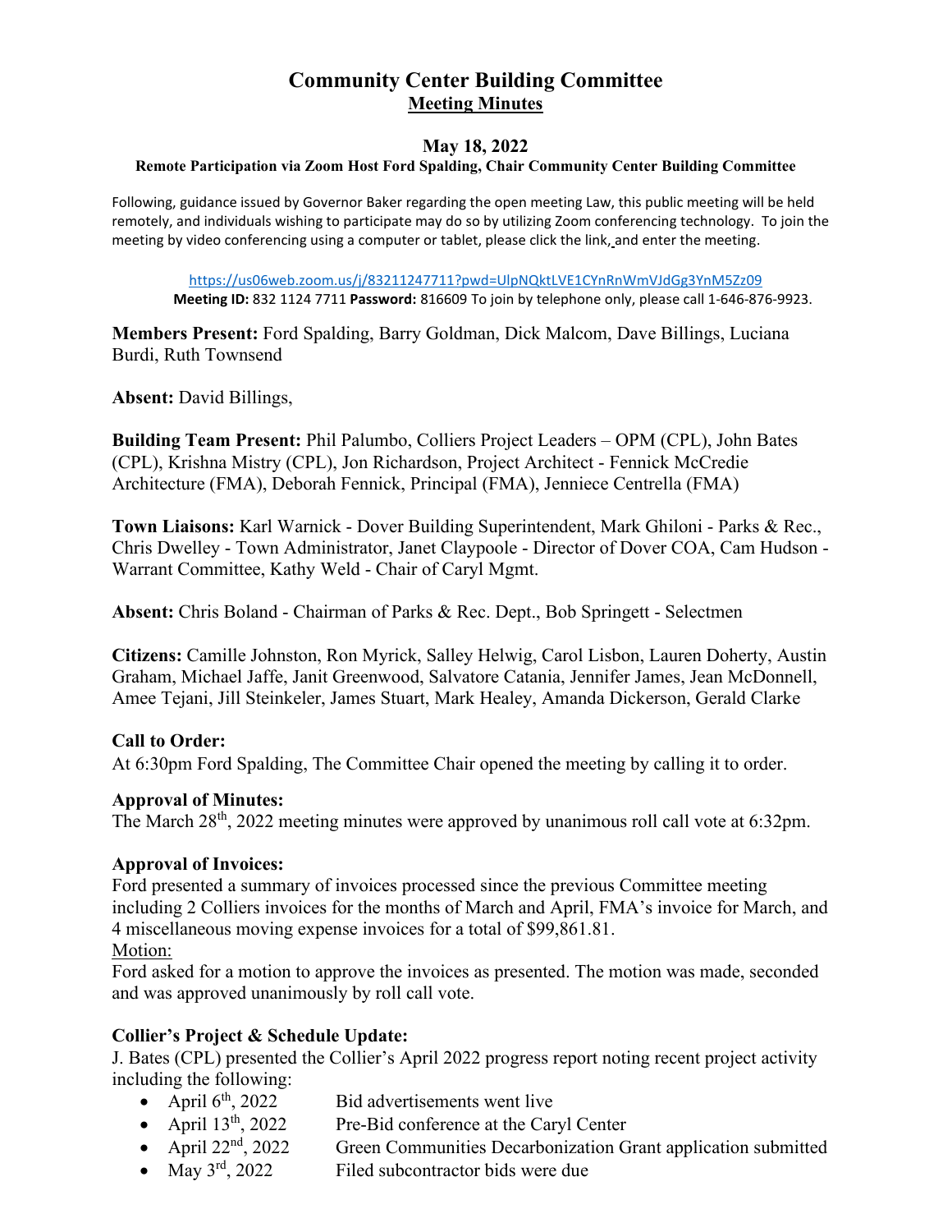# Community Center Building Committee

## Meeting Minutes

### May 18, 2022

**Remote Participation via Zoom Host Ford Spalding, Chair Community Center Building Committee**

Following, guidance issued by Governor Baker regarding the open meeting Law, this public meeting will be held remotely, and individuals wishing to participate may do so by utilizing Zoom conferencing technology. To join the meeting by video conferencing using a computer or tablet, please click the link, and enter the meeting.

https://us06web.zoom.us/j/83211247711?pwd=UlpNQktLVE1CYnRnWmVJdGg3YnM5Zz09

**Meeting ID:** 832 1124 7711 **Password:** 816609 To join by telephone only, please call 1-646-876-9923.

**Members Present:** Ford Spalding, Barry Goldman, Dick Malcom, Dave Billings, Luciana Burdi, Ruth Townsend

**Absent:** David Billings,

**Building Team Present:** Phil Palumbo, Colliers Project Leaders – OPM (CPL), John Bates (CPL), Krishna Mistry (CPL), Jon Richardson, Project Architect - Fennick McCredie Architecture (FMA), Deborah Fennick, Principal (FMA), Jenniece Centrella (FMA)

**Town Liaisons:** Karl Warnick - Dover Building Superintendent, Mark Ghiloni - Parks & Rec., Chris Dwelley - Town Administrator, Janet Claypoole - Director of Dover COA, Cam Hudson - Warrant Committee, Kathy Weld - Chair of Caryl Mgmt.

**Absent:** Chris Boland - Chairman of Parks & Rec. Dept., Bob Springett - Selectmen

**Citizens:** Camille Johnston, Ron Myrick, Salley Helwig, Carol Lisbon, Lauren Doherty, Austin Graham, Michael Jaffe, Janit Greenwood, Salvatore Catania, Jennifer James, Jean McDonnell, Amee Tejani, Jill Steinkeler, James Stuart, Mark Healey, Amanda Dickerson, Gerald Clarke

**Call to Order:**

At 6:30pm Ford Spalding, The Committee Chair opened the meeting by calling it to order.

**Approval of Minutes:**

The March 28th, 2022 meeting minutes were approved by unanimous roll call vote at 6:32pm.

**Approval of Invoices:**

Ford presented a summary of invoices processed since the previous Committee meeting including 2 Colliers invoices for the months of March and April, FMA's invoice for March, and 4 miscellaneous moving expense invoices for a total of $99,861.81.

Motion:

Ford asked for a motion to approve the invoices as presented. The motion was made, seconded and was approved unanimously by roll call vote.

**Collier's Project & Schedule Update:**

J. Bates (CPL) presented the Collier's April 2022 progress report noting recent project activity including the following:

- April 6th, 2022 Bid advertisements went live
- April 13th, 2022 Pre-Bid conference at the Caryl Center
- April 22nd, 2022 Green Communities Decarbonization Grant application submitted
- May 3rd, 2022 Filed subcontractor bids were due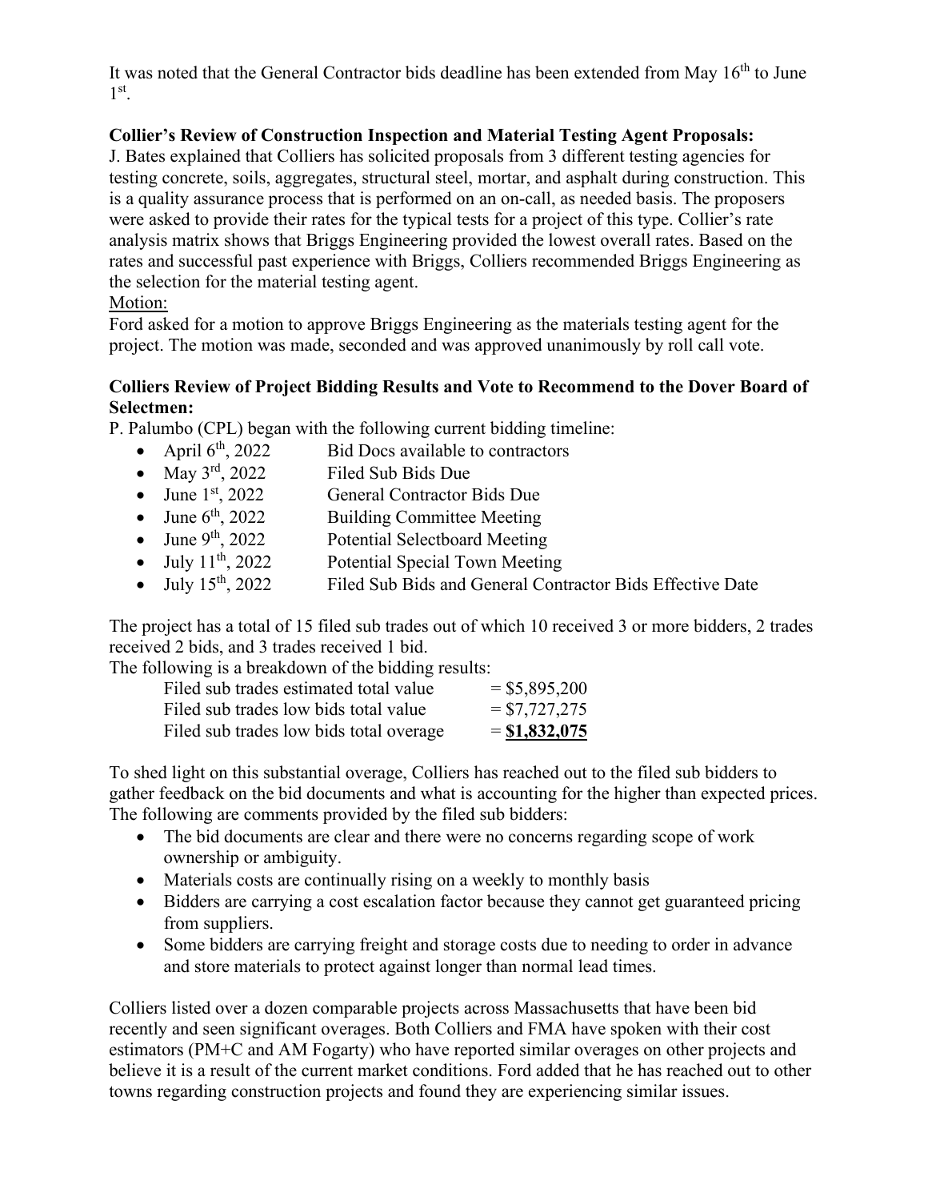It was noted that the General Contractor bids deadline has been extended from May 16th to June 1st.

**Collier's Review of Construction Inspection and Material Testing Agent Proposals:**

J. Bates explained that Colliers has solicited proposals from 3 different testing agencies for testing concrete, soils, aggregates, structural steel, mortar, and asphalt during construction. This is a quality assurance process that is performed on an on-call, as needed basis. The proposers were asked to provide their rates for the typical tests for a project of this type. Collier's rate analysis matrix shows that Briggs Engineering provided the lowest overall rates. Based on the rates and successful past experience with Briggs, Colliers recommended Briggs Engineering as the selection for the material testing agent.

Motion:

Ford asked for a motion to approve Briggs Engineering as the materials testing agent for the project. The motion was made, seconded and was approved unanimously by roll call vote.

**Colliers Review of Project Bidding Results and Vote to Recommend to the Dover Board of Selectmen:**

P. Palumbo (CPL) began with the following current bidding timeline:

- April 6th, 2022 — Bid Docs available to contractors
- May 3rd, 2022 — Filed Sub Bids Due
- June 1st, 2022 — General Contractor Bids Due
- June 6th, 2022 — Building Committee Meeting
- June 9th, 2022 — Potential Selectboard Meeting
- July 11th, 2022 — Potential Special Town Meeting
- July 15th, 2022 — Filed Sub Bids and General Contractor Bids Effective Date

The project has a total of 15 filed sub trades out of which 10 received 3 or more bidders, 2 trades received 2 bids, and 3 trades received 1 bid.

The following is a breakdown of the bidding results:

| | |
|---|---|
| Filed sub trades estimated total value | = $5,895,200 |
| Filed sub trades low bids total value | = $7,727,275 |
| Filed sub trades low bids total overage | = **$1,832,075** |

To shed light on this substantial overage, Colliers has reached out to the filed sub bidders to gather feedback on the bid documents and what is accounting for the higher than expected prices. The following are comments provided by the filed sub bidders:

- The bid documents are clear and there were no concerns regarding scope of work ownership or ambiguity.
- Materials costs are continually rising on a weekly to monthly basis
- Bidders are carrying a cost escalation factor because they cannot get guaranteed pricing from suppliers.
- Some bidders are carrying freight and storage costs due to needing to order in advance and store materials to protect against longer than normal lead times.

Colliers listed over a dozen comparable projects across Massachusetts that have been bid recently and seen significant overages. Both Colliers and FMA have spoken with their cost estimators (PM+C and AM Fogarty) who have reported similar overages on other projects and believe it is a result of the current market conditions. Ford added that he has reached out to other towns regarding construction projects and found they are experiencing similar issues.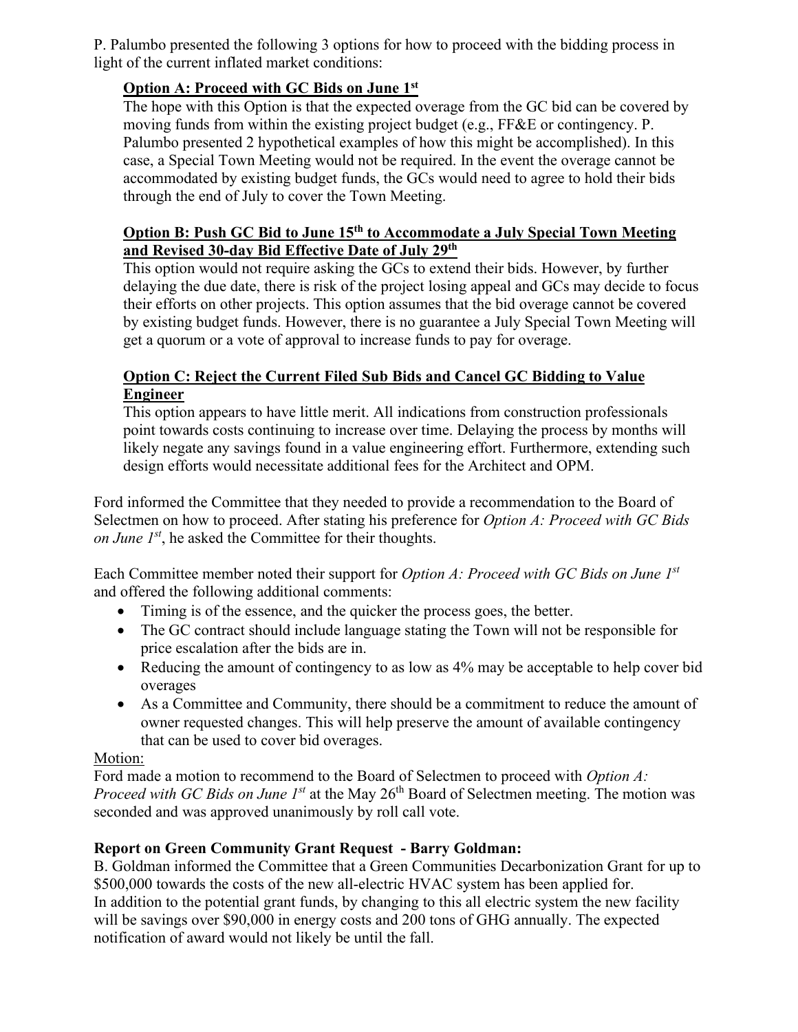P. Palumbo presented the following 3 options for how to proceed with the bidding process in light of the current inflated market conditions:

**Option A: Proceed with GC Bids on June 1st**

The hope with this Option is that the expected overage from the GC bid can be covered by moving funds from within the existing project budget (e.g., FF&E or contingency. P. Palumbo presented 2 hypothetical examples of how this might be accomplished). In this case, a Special Town Meeting would not be required. In the event the overage cannot be accommodated by existing budget funds, the GCs would need to agree to hold their bids through the end of July to cover the Town Meeting.

**Option B: Push GC Bid to June 15th to Accommodate a July Special Town Meeting and Revised 30-day Bid Effective Date of July 29th**

This option would not require asking the GCs to extend their bids. However, by further delaying the due date, there is risk of the project losing appeal and GCs may decide to focus their efforts on other projects. This option assumes that the bid overage cannot be covered by existing budget funds. However, there is no guarantee a July Special Town Meeting will get a quorum or a vote of approval to increase funds to pay for overage.

**Option C: Reject the Current Filed Sub Bids and Cancel GC Bidding to Value Engineer**

This option appears to have little merit. All indications from construction professionals point towards costs continuing to increase over time. Delaying the process by months will likely negate any savings found in a value engineering effort. Furthermore, extending such design efforts would necessitate additional fees for the Architect and OPM.

Ford informed the Committee that they needed to provide a recommendation to the Board of Selectmen on how to proceed. After stating his preference for *Option A: Proceed with GC Bids on June 1st*, he asked the Committee for their thoughts.

Each Committee member noted their support for *Option A: Proceed with GC Bids on June 1st* and offered the following additional comments:

- Timing is of the essence, and the quicker the process goes, the better.
- The GC contract should include language stating the Town will not be responsible for price escalation after the bids are in.
- Reducing the amount of contingency to as low as 4% may be acceptable to help cover bid overages
- As a Committee and Community, there should be a commitment to reduce the amount of owner requested changes. This will help preserve the amount of available contingency that can be used to cover bid overages.

Motion:

Ford made a motion to recommend to the Board of Selectmen to proceed with *Option A: Proceed with GC Bids on June 1st* at the May 26th Board of Selectmen meeting. The motion was seconded and was approved unanimously by roll call vote.

**Report on Green Community Grant Request - Barry Goldman:**

B. Goldman informed the Committee that a Green Communities Decarbonization Grant for up to $500,000 towards the costs of the new all-electric HVAC system has been applied for. In addition to the potential grant funds, by changing to this all electric system the new facility will be savings over $90,000 in energy costs and 200 tons of GHG annually. The expected notification of award would not likely be until the fall.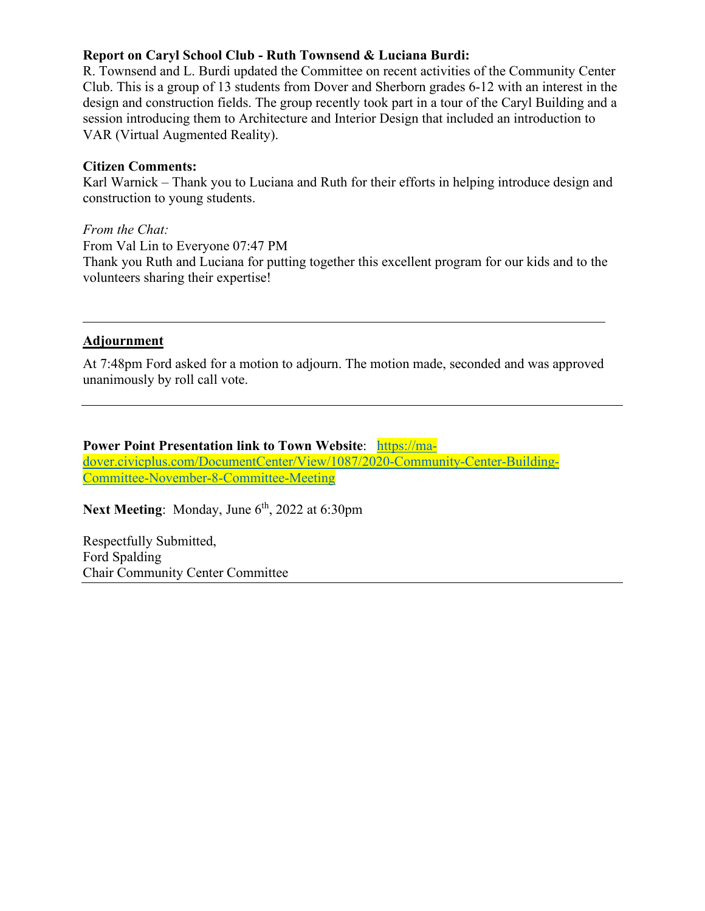**Report on Caryl School Club - Ruth Townsend & Luciana Burdi:**
R. Townsend and L. Burdi updated the Committee on recent activities of the Community Center Club. This is a group of 13 students from Dover and Sherborn grades 6-12 with an interest in the design and construction fields. The group recently took part in a tour of the Caryl Building and a session introducing them to Architecture and Interior Design that included an introduction to VAR (Virtual Augmented Reality).

**Citizen Comments:**
Karl Warnick – Thank you to Luciana and Ruth for their efforts in helping introduce design and construction to young students.

*From the Chat:*
From Val Lin to Everyone 07:47 PM
Thank you Ruth and Luciana for putting together this excellent program for our kids and to the volunteers sharing their expertise!

---

**Adjournment**

At 7:48pm Ford asked for a motion to adjourn. The motion made, seconded and was approved unanimously by roll call vote.

---

**Power Point Presentation link to Town Website**: [https://ma-dover.civicplus.com/DocumentCenter/View/1087/2020-Community-Center-Building-Committee-November-8-Committee-Meeting](https://ma-dover.civicplus.com/DocumentCenter/View/1087/2020-Community-Center-Building-Committee-November-8-Committee-Meeting)

**Next Meeting**: Monday, June 6th, 2022 at 6:30pm

Respectfully Submitted,
Ford Spalding
Chair Community Center Committee